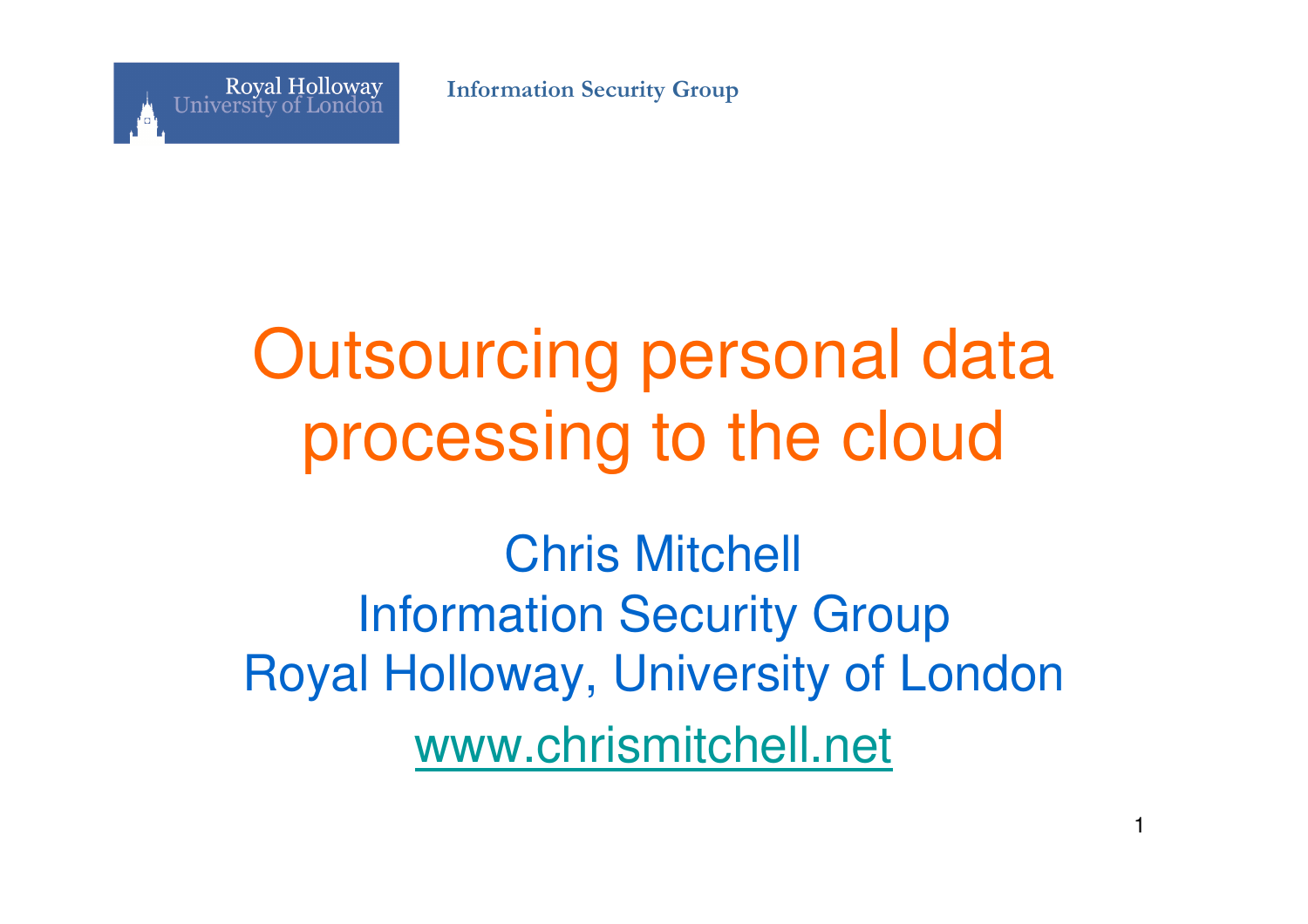Royal Holloway University of London

Information Security Group

# Outsourcing personal data processing to the cloud

Chris Mitchell
Information Security Group
Royal Holloway, University of London
www.chrismitchell.net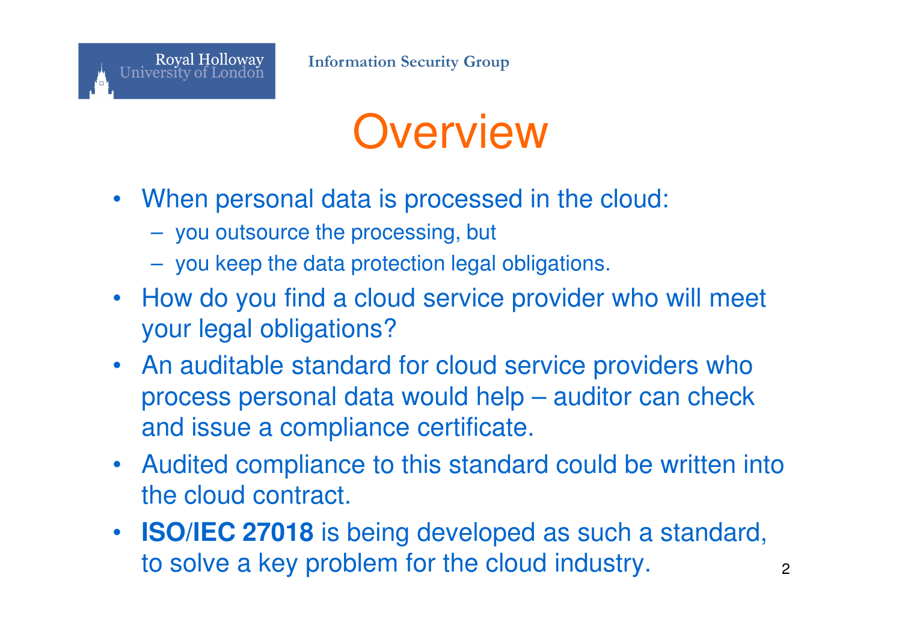# Overview

- When personal data is processed in the cloud:
  - you outsource the processing, but
  - you keep the data protection legal obligations.
- How do you find a cloud service provider who will meet your legal obligations?
- An auditable standard for cloud service providers who process personal data would help – auditor can check and issue a compliance certificate.
- Audited compliance to this standard could be written into the cloud contract.
- **ISO/IEC 27018** is being developed as such a standard, to solve a key problem for the cloud industry.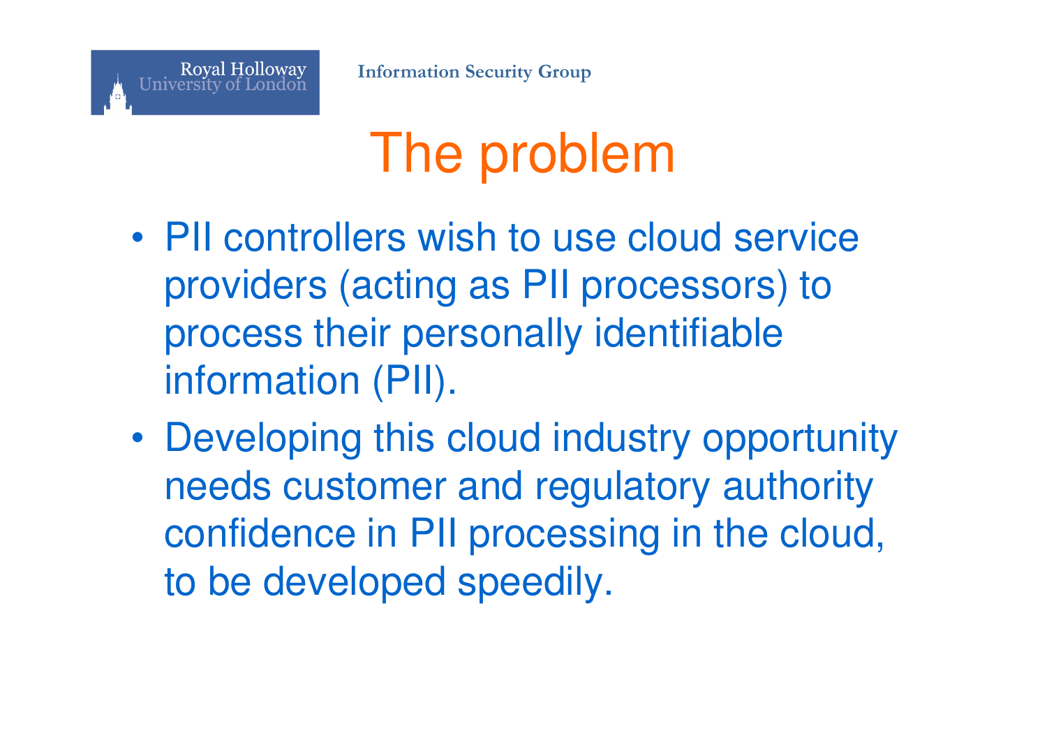# The problem

- PII controllers wish to use cloud service providers (acting as PII processors) to process their personally identifiable information (PII).
- Developing this cloud industry opportunity needs customer and regulatory authority confidence in PII processing in the cloud, to be developed speedily.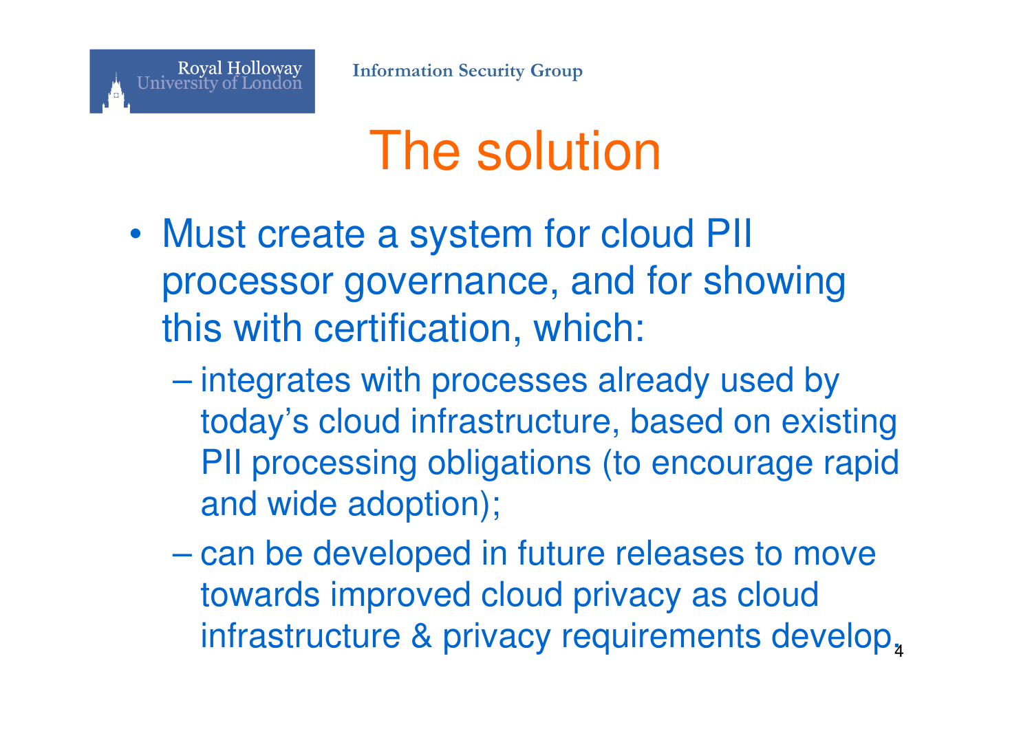# The solution

- Must create a system for cloud PII processor governance, and for showing this with certification, which:
  - integrates with processes already used by today's cloud infrastructure, based on existing PII processing obligations (to encourage rapid and wide adoption);
  - can be developed in future releases to move towards improved cloud privacy as cloud infrastructure & privacy requirements develop.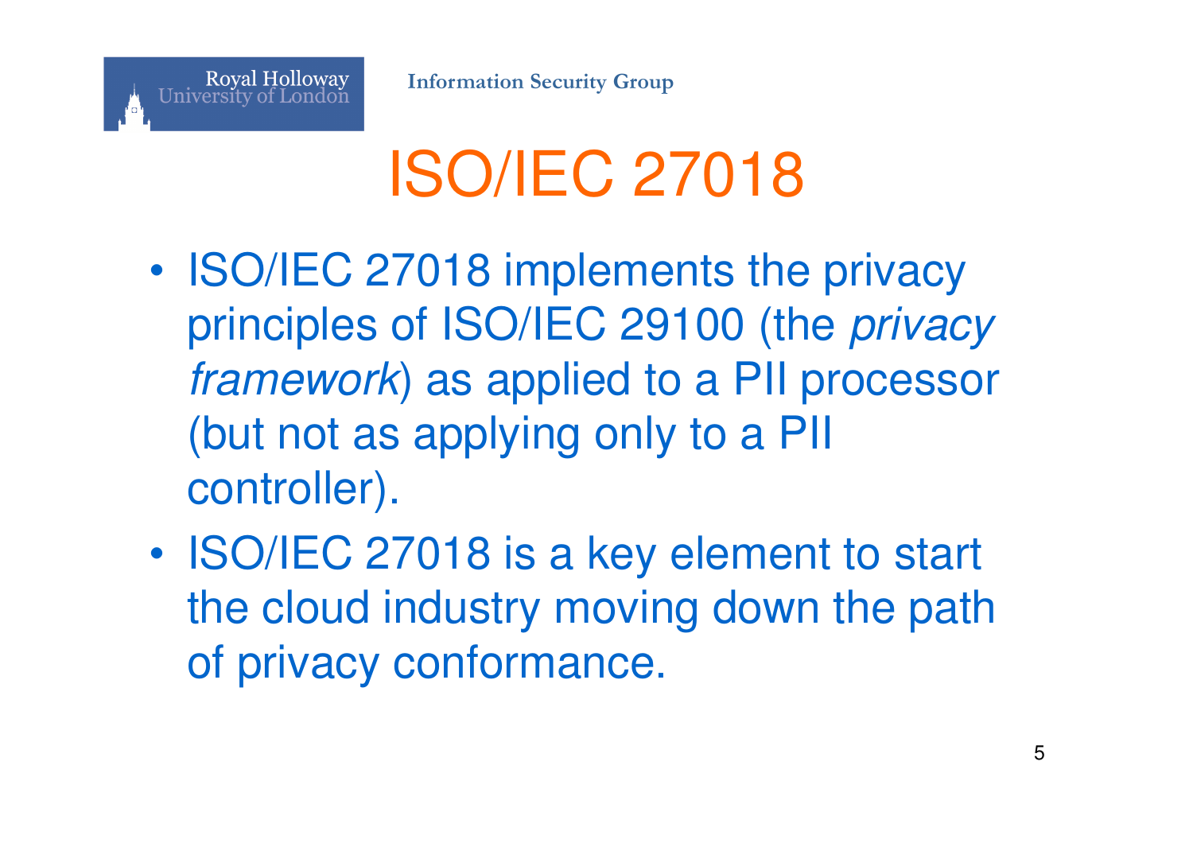# ISO/IEC 27018

- ISO/IEC 27018 implements the privacy principles of ISO/IEC 29100 (the *privacy framework*) as applied to a PII processor (but not as applying only to a PII controller).
- ISO/IEC 27018 is a key element to start the cloud industry moving down the path of privacy conformance.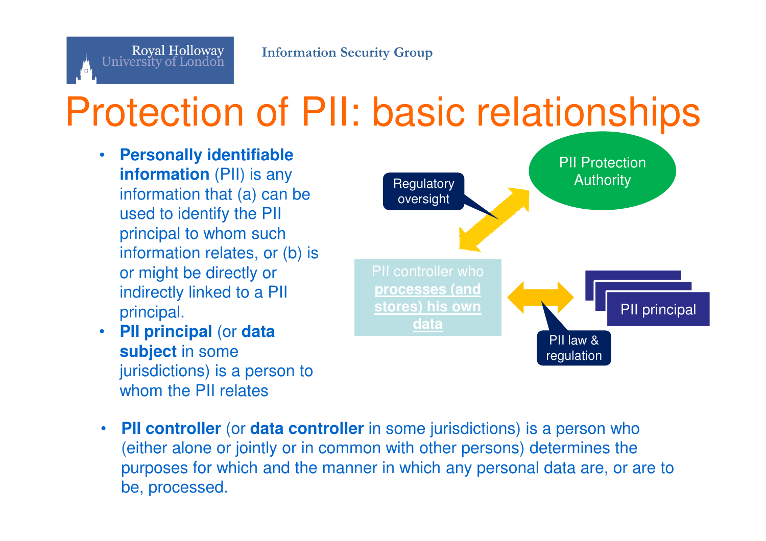# Protection of PII: basic relationships

- **Personally identifiable information** (PII) is any information that (a) can be used to identify the PII principal to whom such information relates, or (b) is or might be directly or indirectly linked to a PII principal.
- **PII principal** (or **data subject** in some jurisdictions) is a person to whom the PII relates

PII Protection Authority

Regulatory oversight

PII controller who **processes (and stores) his own data**

PII principal

PII law & regulation

- **PII controller** (or **data controller** in some jurisdictions) is a person who (either alone or jointly or in common with other persons) determines the purposes for which and the manner in which any personal data are, or are to be, processed.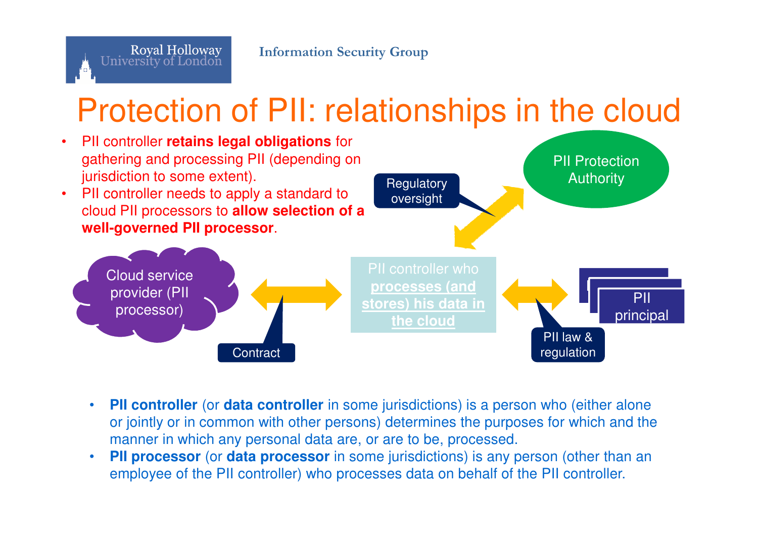# Protection of PII: relationships in the cloud

- PII controller **retains legal obligations** for gathering and processing PII (depending on jurisdiction to some extent).
- PII controller needs to apply a standard to cloud PII processors to **allow selection of a well-governed PII processor**.

Cloud service provider (PII processor)

Contract

PII controller who **processes (and stores) his data in the cloud**

Regulatory oversight

PII Protection Authority

PII law & regulation

PII principal

- **PII controller** (or **data controller** in some jurisdictions) is a person who (either alone or jointly or in common with other persons) determines the purposes for which and the manner in which any personal data are, or are to be, processed.
- **PII processor** (or **data processor** in some jurisdictions) is any person (other than an employee of the PII controller) who processes data on behalf of the PII controller.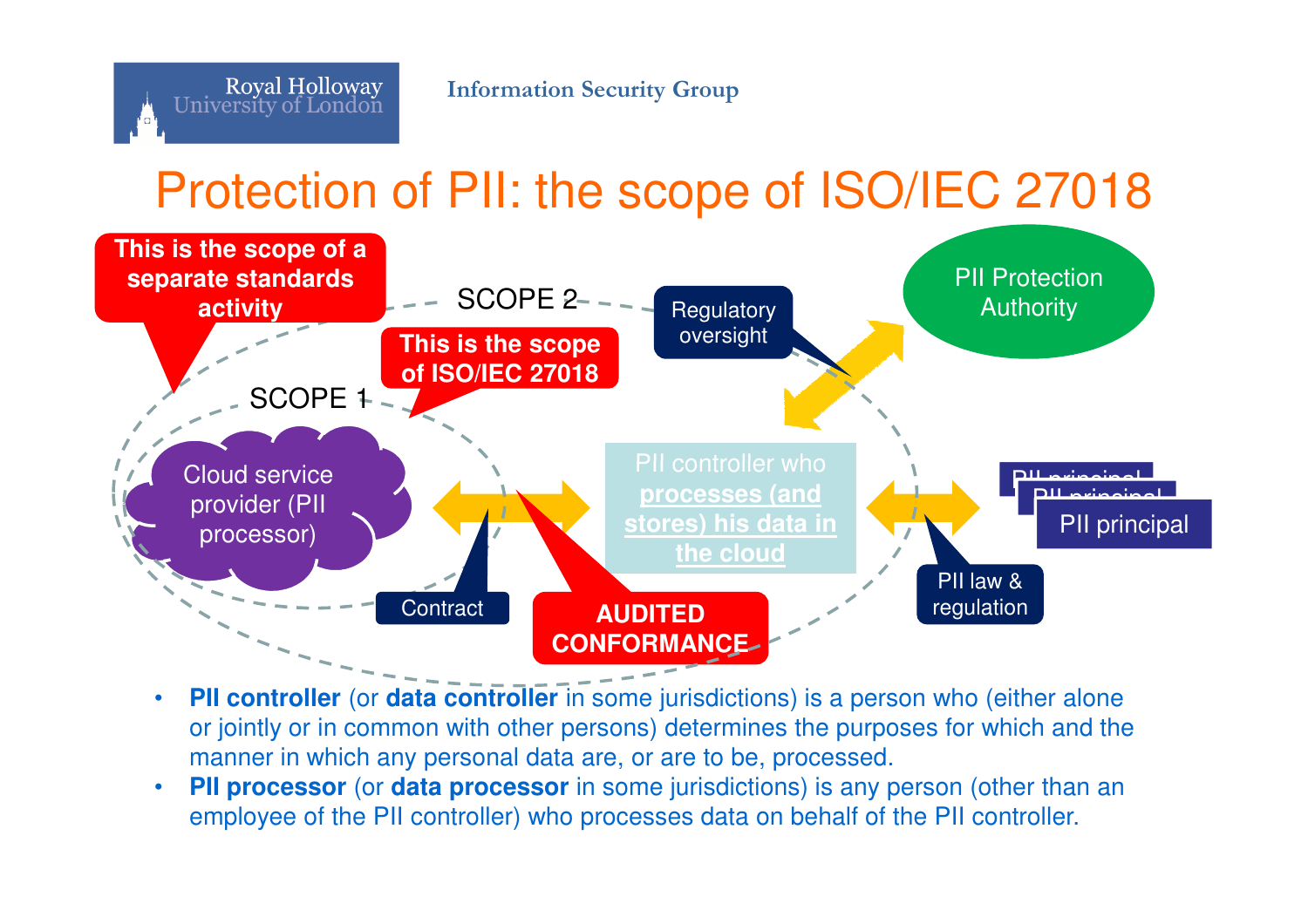# Protection of PII: the scope of ISO/IEC 27018

This is the scope of a separate standards activity

SCOPE 2

SCOPE 1

This is the scope of ISO/IEC 27018

Cloud service provider (PII processor)

Contract

AUDITED CONFORMANCE

PII controller who **processes (and stores) his data in the cloud**

Regulatory oversight

PII Protection Authority

PII law & regulation

PII principal

- **PII controller** (or **data controller** in some jurisdictions) is a person who (either alone or jointly or in common with other persons) determines the purposes for which and the manner in which any personal data are, or are to be, processed.
- **PII processor** (or **data processor** in some jurisdictions) is any person (other than an employee of the PII controller) who processes data on behalf of the PII controller.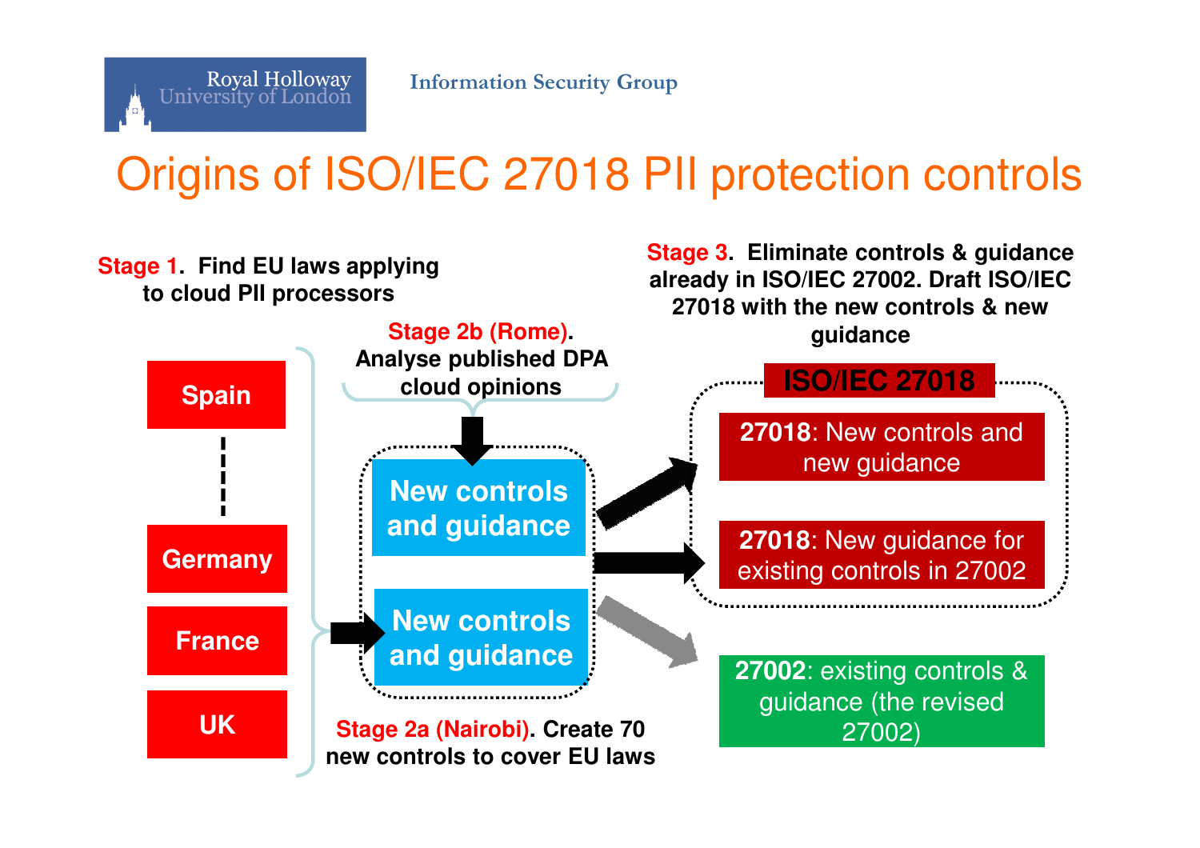# Origins of ISO/IEC 27018 PII protection controls

**Stage 1. Find EU laws applying to cloud PII processors**

- Spain
- Germany
- France
- UK

**Stage 2b (Rome). Analyse published DPA cloud opinions**

**Stage 2a (Nairobi). Create 70 new controls to cover EU laws**

- New controls and guidance
- New controls and guidance

**Stage 3. Eliminate controls & guidance already in ISO/IEC 27002. Draft ISO/IEC 27018 with the new controls & new guidance**

**ISO/IEC 27018**

- **27018**: New controls and new guidance
- **27018**: New guidance for existing controls in 27002

**27002**: existing controls & guidance (the revised 27002)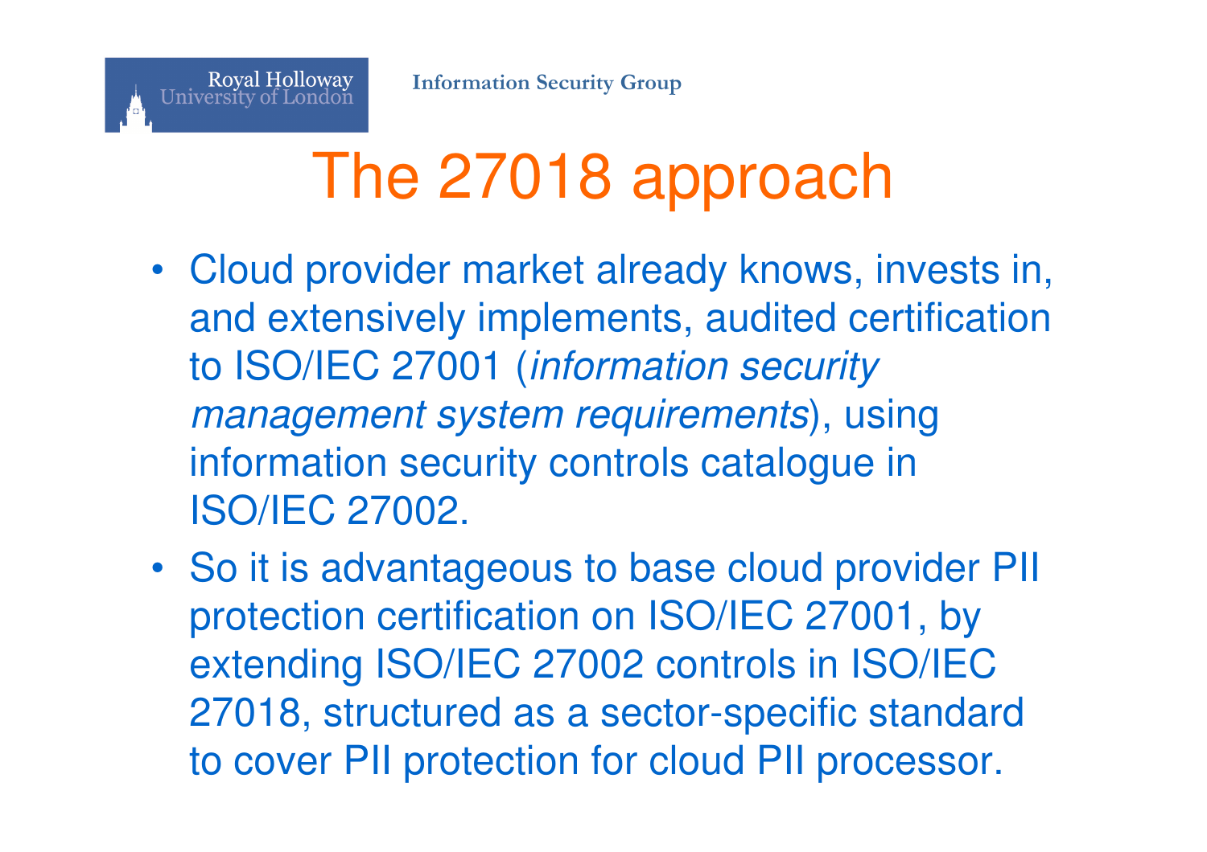# The 27018 approach

- Cloud provider market already knows, invests in, and extensively implements, audited certification to ISO/IEC 27001 (*information security management system requirements*), using information security controls catalogue in ISO/IEC 27002.
- So it is advantageous to base cloud provider PII protection certification on ISO/IEC 27001, by extending ISO/IEC 27002 controls in ISO/IEC 27018, structured as a sector-specific standard to cover PII protection for cloud PII processor.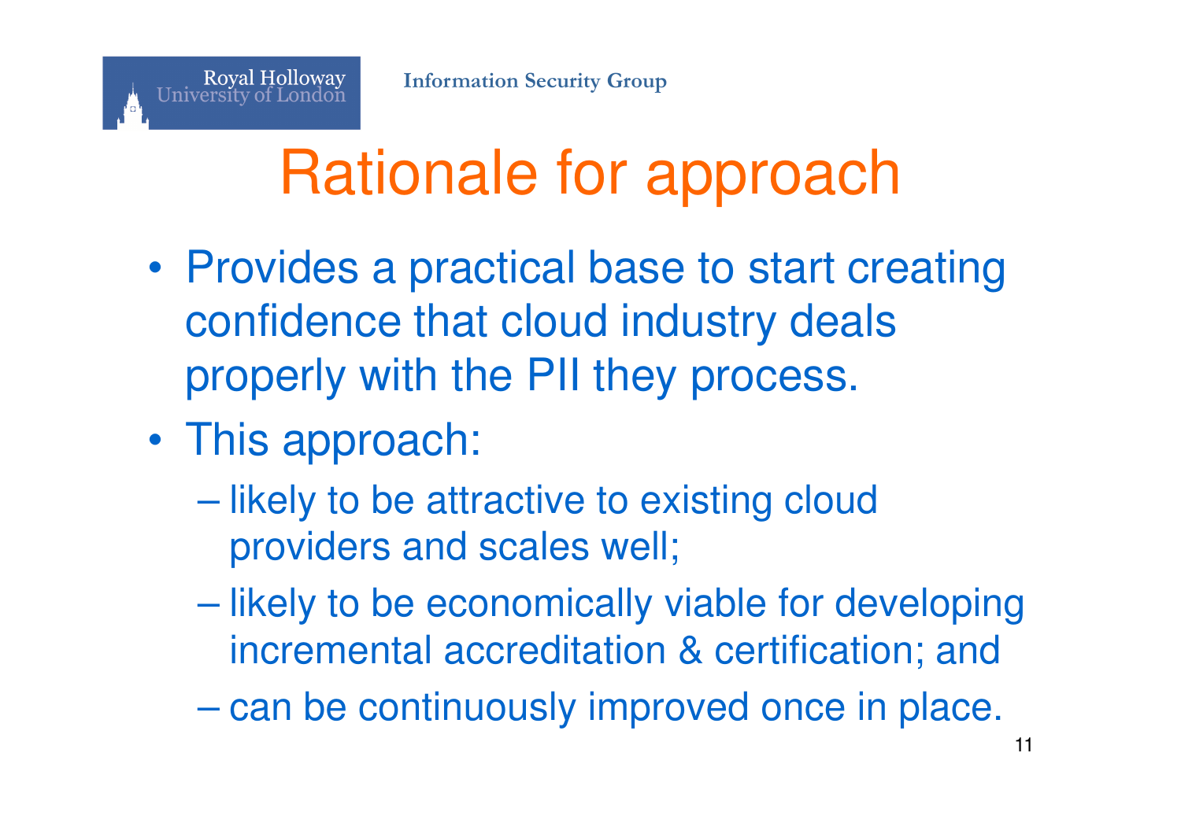# Rationale for approach

- Provides a practical base to start creating confidence that cloud industry deals properly with the PII they process.
- This approach:
  - likely to be attractive to existing cloud providers and scales well;
  - likely to be economically viable for developing incremental accreditation & certification; and
  - can be continuously improved once in place.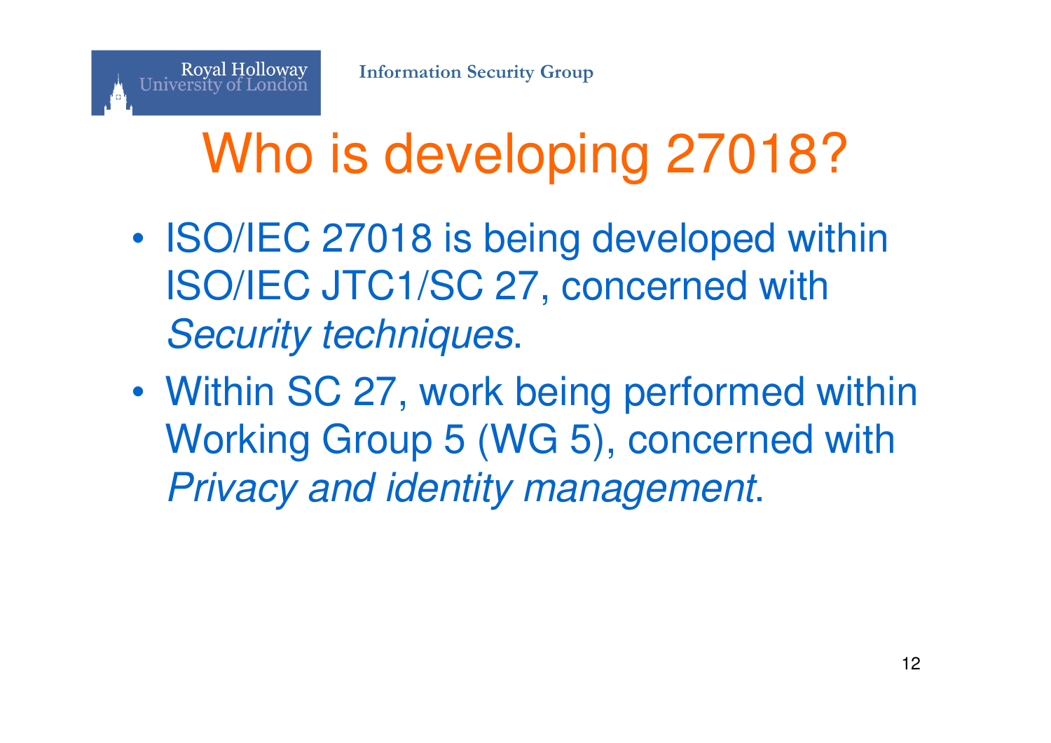# Who is developing 27018?

- ISO/IEC 27018 is being developed within ISO/IEC JTC1/SC 27, concerned with *Security techniques*.
- Within SC 27, work being performed within Working Group 5 (WG 5), concerned with *Privacy and identity management*.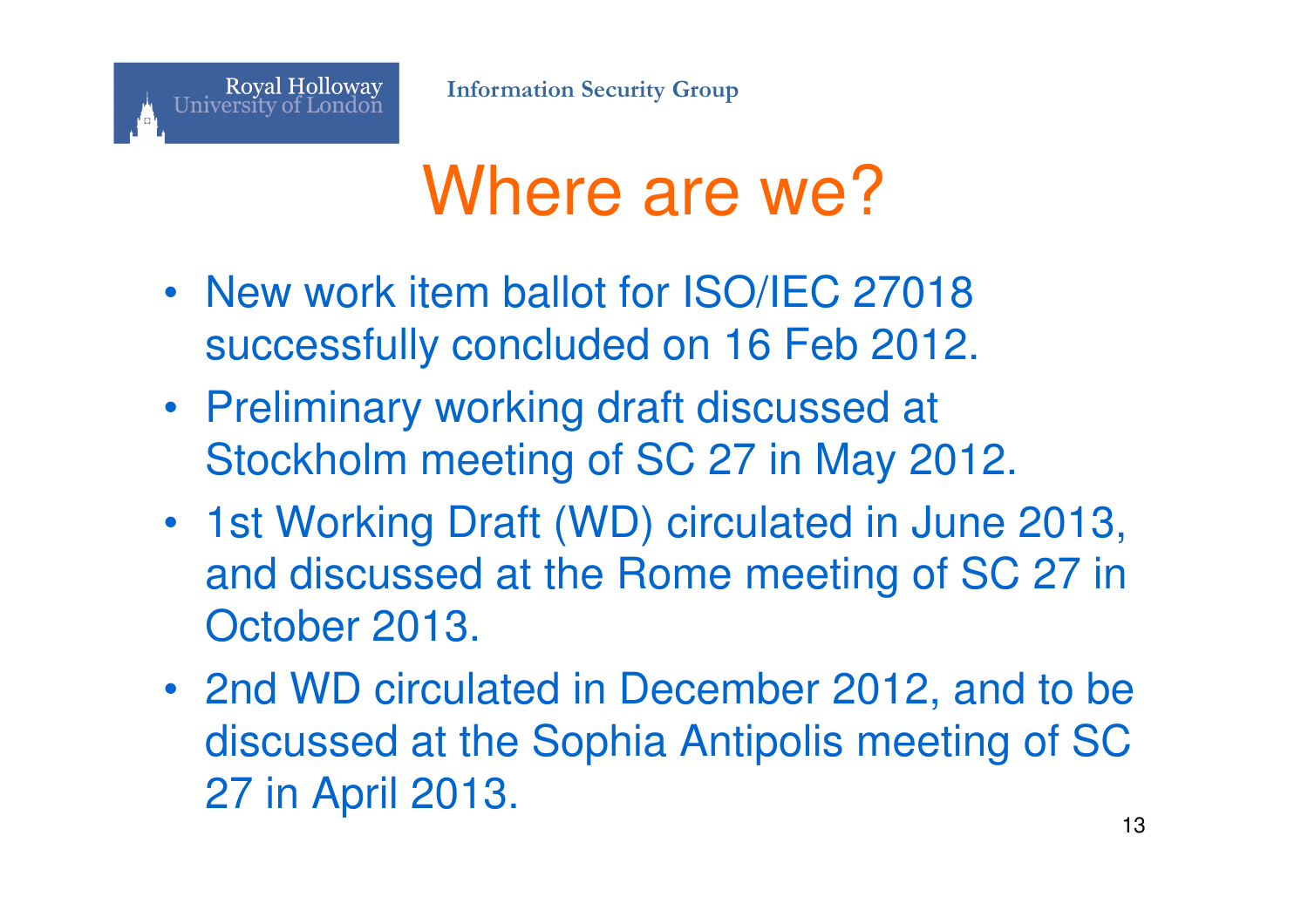# Where are we?

- New work item ballot for ISO/IEC 27018 successfully concluded on 16 Feb 2012.
- Preliminary working draft discussed at Stockholm meeting of SC 27 in May 2012.
- 1st Working Draft (WD) circulated in June 2013, and discussed at the Rome meeting of SC 27 in October 2013.
- 2nd WD circulated in December 2012, and to be discussed at the Sophia Antipolis meeting of SC 27 in April 2013.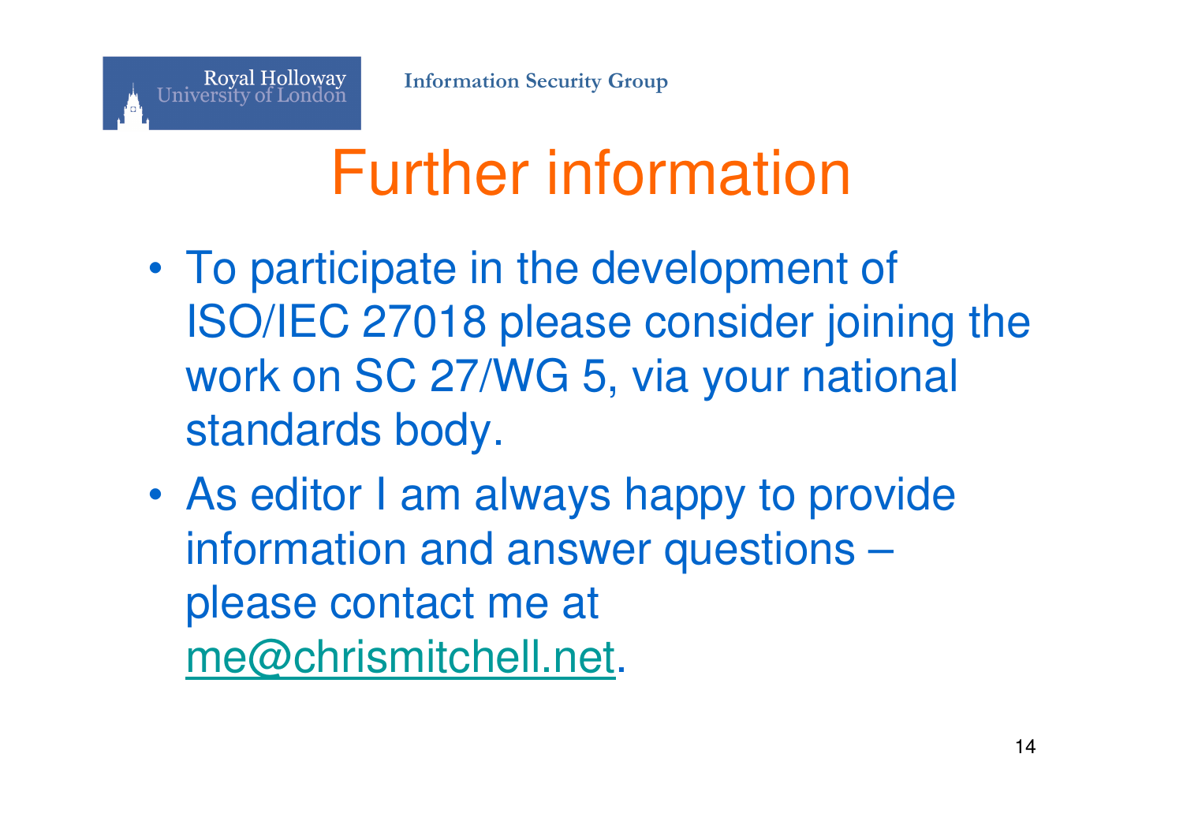# Further information

- To participate in the development of ISO/IEC 27018 please consider joining the work on SC 27/WG 5, via your national standards body.
- As editor I am always happy to provide information and answer questions – please contact me at me@chrismitchell.net.